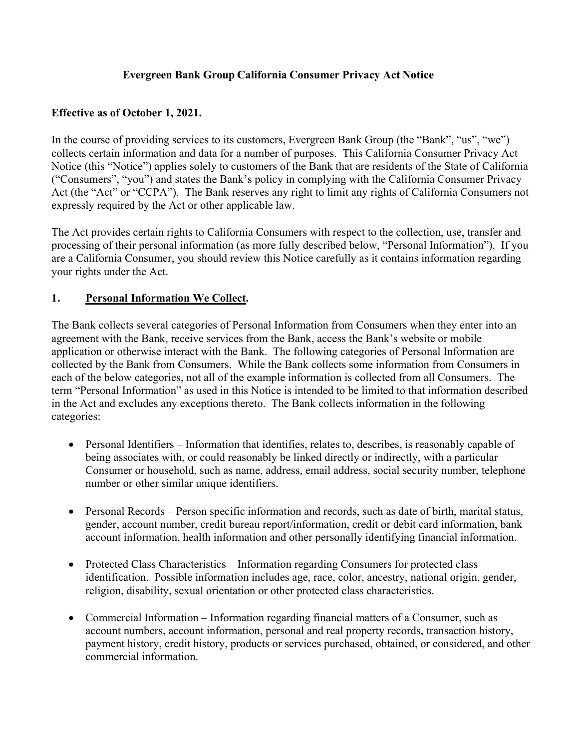# Evergreen Bank Group California Consumer Privacy Act Notice

**Effective as of October 1, 2021.**

In the course of providing services to its customers, Evergreen Bank Group (the "Bank", "us", "we") collects certain information and data for a number of purposes. This California Consumer Privacy Act Notice (this "Notice") applies solely to customers of the Bank that are residents of the State of California ("Consumers", "you") and states the Bank's policy in complying with the California Consumer Privacy Act (the "Act" or "CCPA"). The Bank reserves any right to limit any rights of California Consumers not expressly required by the Act or other applicable law.

The Act provides certain rights to California Consumers with respect to the collection, use, transfer and processing of their personal information (as more fully described below, "Personal Information"). If you are a California Consumer, you should review this Notice carefully as it contains information regarding your rights under the Act.

## 1. Personal Information We Collect.

The Bank collects several categories of Personal Information from Consumers when they enter into an agreement with the Bank, receive services from the Bank, access the Bank's website or mobile application or otherwise interact with the Bank. The following categories of Personal Information are collected by the Bank from Consumers. While the Bank collects some information from Consumers in each of the below categories, not all of the example information is collected from all Consumers. The term "Personal Information" as used in this Notice is intended to be limited to that information described in the Act and excludes any exceptions thereto. The Bank collects information in the following categories:

- Personal Identifiers – Information that identifies, relates to, describes, is reasonably capable of being associates with, or could reasonably be linked directly or indirectly, with a particular Consumer or household, such as name, address, email address, social security number, telephone number or other similar unique identifiers.

- Personal Records – Person specific information and records, such as date of birth, marital status, gender, account number, credit bureau report/information, credit or debit card information, bank account information, health information and other personally identifying financial information.

- Protected Class Characteristics – Information regarding Consumers for protected class identification. Possible information includes age, race, color, ancestry, national origin, gender, religion, disability, sexual orientation or other protected class characteristics.

- Commercial Information – Information regarding financial matters of a Consumer, such as account numbers, account information, personal and real property records, transaction history, payment history, credit history, products or services purchased, obtained, or considered, and other commercial information.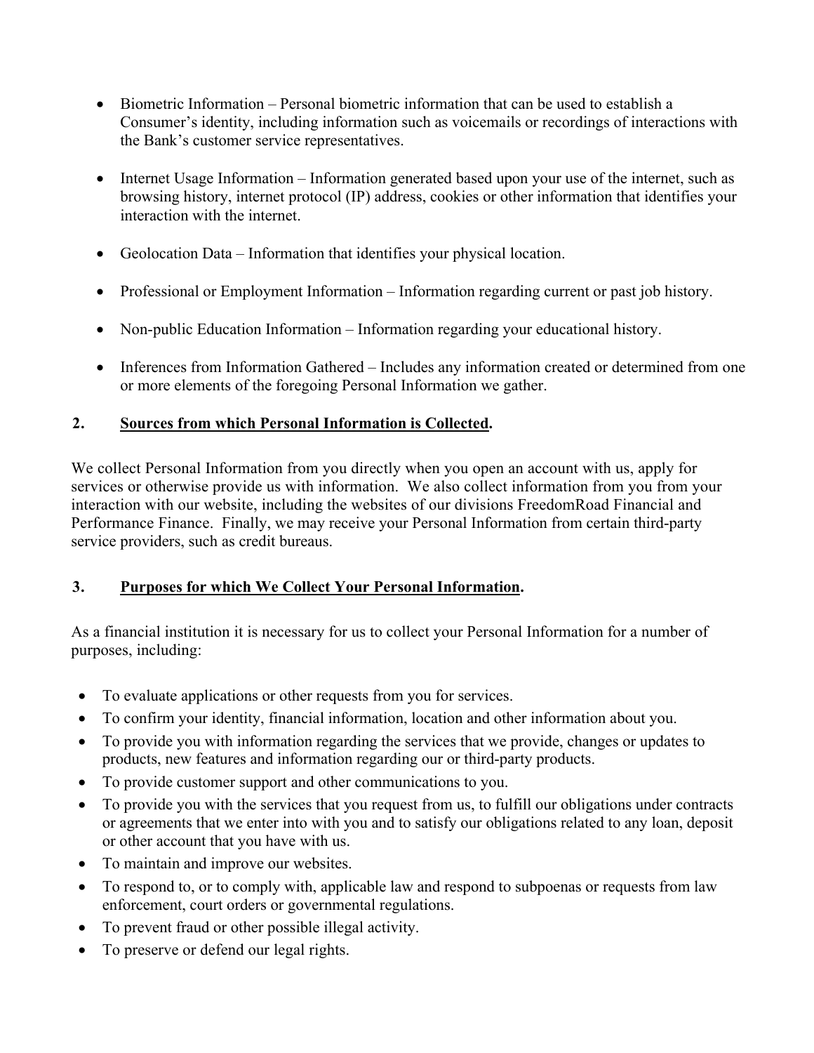- Biometric Information – Personal biometric information that can be used to establish a Consumer's identity, including information such as voicemails or recordings of interactions with the Bank's customer service representatives.

- Internet Usage Information – Information generated based upon your use of the internet, such as browsing history, internet protocol (IP) address, cookies or other information that identifies your interaction with the internet.

- Geolocation Data – Information that identifies your physical location.

- Professional or Employment Information – Information regarding current or past job history.

- Non-public Education Information – Information regarding your educational history.

- Inferences from Information Gathered – Includes any information created or determined from one or more elements of the foregoing Personal Information we gather.

## 2. <u>Sources from which Personal Information is Collected</u>.

We collect Personal Information from you directly when you open an account with us, apply for services or otherwise provide us with information. We also collect information from you from your interaction with our website, including the websites of our divisions FreedomRoad Financial and Performance Finance. Finally, we may receive your Personal Information from certain third-party service providers, such as credit bureaus.

## 3. <u>Purposes for which We Collect Your Personal Information</u>.

As a financial institution it is necessary for us to collect your Personal Information for a number of purposes, including:

- To evaluate applications or other requests from you for services.
- To confirm your identity, financial information, location and other information about you.
- To provide you with information regarding the services that we provide, changes or updates to products, new features and information regarding our or third-party products.
- To provide customer support and other communications to you.
- To provide you with the services that you request from us, to fulfill our obligations under contracts or agreements that we enter into with you and to satisfy our obligations related to any loan, deposit or other account that you have with us.
- To maintain and improve our websites.
- To respond to, or to comply with, applicable law and respond to subpoenas or requests from law enforcement, court orders or governmental regulations.
- To prevent fraud or other possible illegal activity.
- To preserve or defend our legal rights.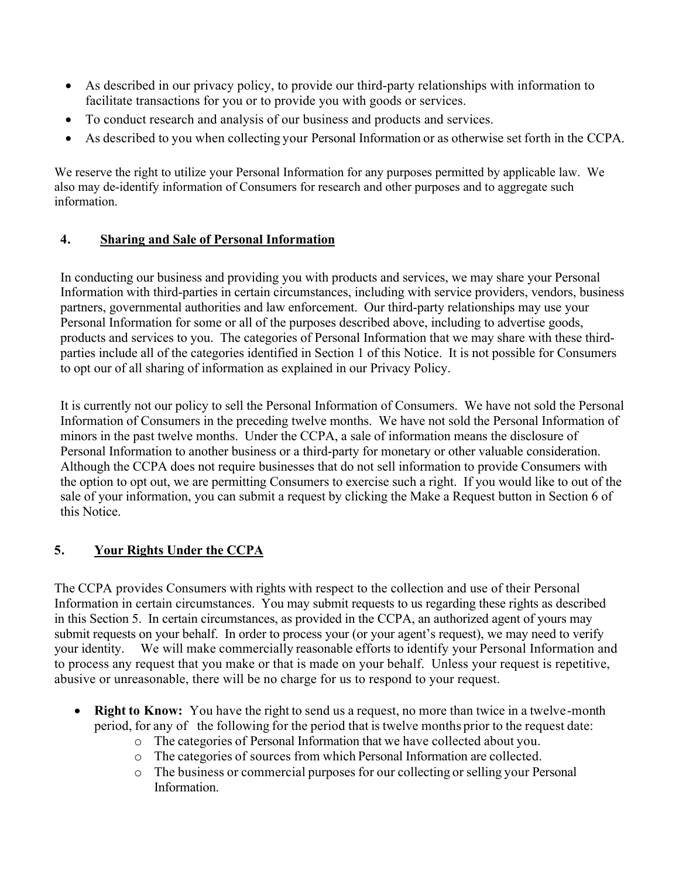- As described in our privacy policy, to provide our third-party relationships with information to facilitate transactions for you or to provide you with goods or services.
- To conduct research and analysis of our business and products and services.
- As described to you when collecting your Personal Information or as otherwise set forth in the CCPA.

We reserve the right to utilize your Personal Information for any purposes permitted by applicable law. We also may de-identify information of Consumers for research and other purposes and to aggregate such information.

## 4. Sharing and Sale of Personal Information

In conducting our business and providing you with products and services, we may share your Personal Information with third-parties in certain circumstances, including with service providers, vendors, business partners, governmental authorities and law enforcement. Our third-party relationships may use your Personal Information for some or all of the purposes described above, including to advertise goods, products and services to you. The categories of Personal Information that we may share with these third-parties include all of the categories identified in Section 1 of this Notice. It is not possible for Consumers to opt our of all sharing of information as explained in our Privacy Policy.

It is currently not our policy to sell the Personal Information of Consumers. We have not sold the Personal Information of Consumers in the preceding twelve months. We have not sold the Personal Information of minors in the past twelve months. Under the CCPA, a sale of information means the disclosure of Personal Information to another business or a third-party for monetary or other valuable consideration. Although the CCPA does not require businesses that do not sell information to provide Consumers with the option to opt out, we are permitting Consumers to exercise such a right. If you would like to out of the sale of your information, you can submit a request by clicking the Make a Request button in Section 6 of this Notice.

## 5. Your Rights Under the CCPA

The CCPA provides Consumers with rights with respect to the collection and use of their Personal Information in certain circumstances. You may submit requests to us regarding these rights as described in this Section 5. In certain circumstances, as provided in the CCPA, an authorized agent of yours may submit requests on your behalf. In order to process your (or your agent's request), we may need to verify your identity. We will make commercially reasonable efforts to identify your Personal Information and to process any request that you make or that is made on your behalf. Unless your request is repetitive, abusive or unreasonable, there will be no charge for us to respond to your request.

- **Right to Know:** You have the right to send us a request, no more than twice in a twelve-month period, for any of the following for the period that is twelve months prior to the request date:
  - The categories of Personal Information that we have collected about you.
  - The categories of sources from which Personal Information are collected.
  - The business or commercial purposes for our collecting or selling your Personal Information.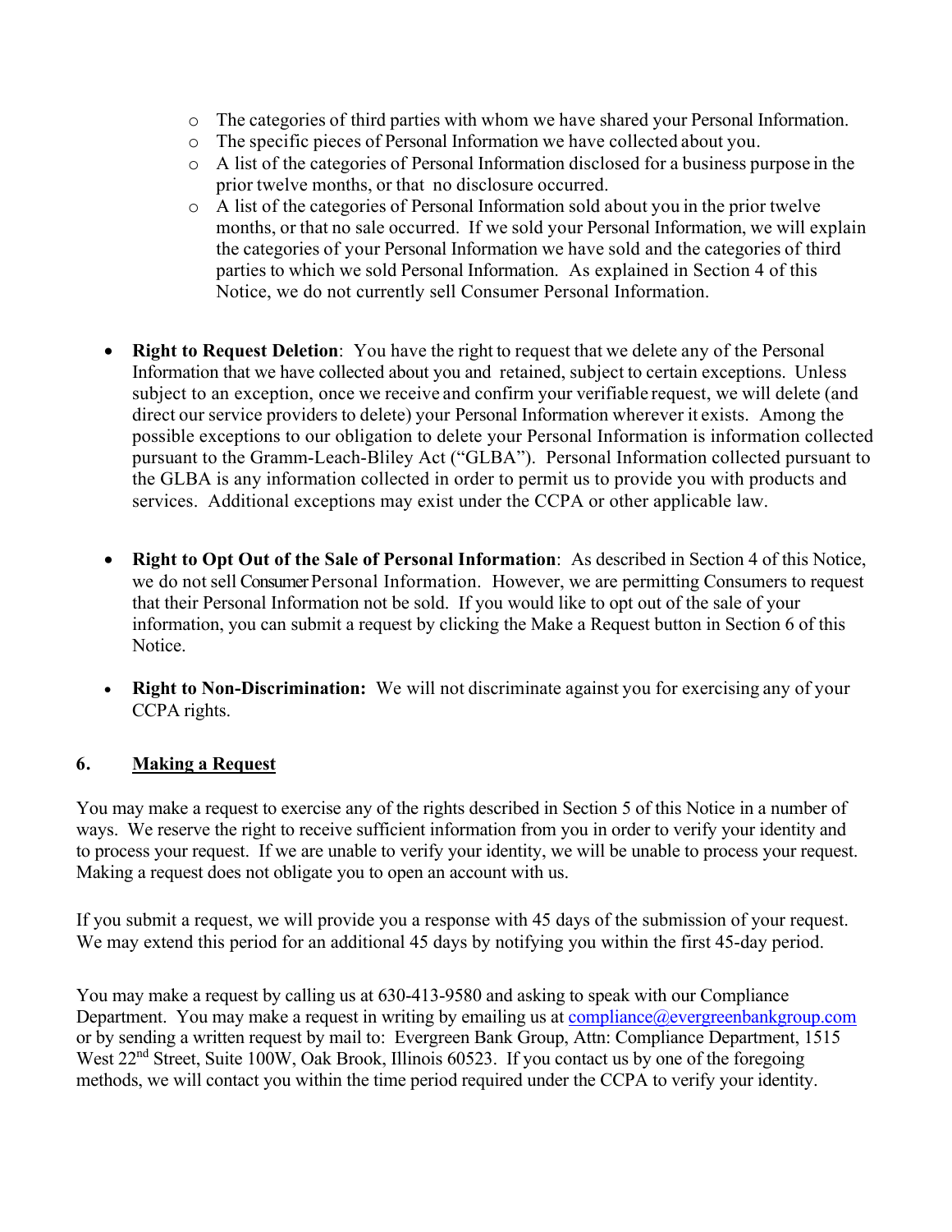- The categories of third parties with whom we have shared your Personal Information.
  - The specific pieces of Personal Information we have collected about you.
  - A list of the categories of Personal Information disclosed for a business purpose in the prior twelve months, or that no disclosure occurred.
  - A list of the categories of Personal Information sold about you in the prior twelve months, or that no sale occurred. If we sold your Personal Information, we will explain the categories of your Personal Information we have sold and the categories of third parties to which we sold Personal Information. As explained in Section 4 of this Notice, we do not currently sell Consumer Personal Information.

- **Right to Request Deletion**: You have the right to request that we delete any of the Personal Information that we have collected about you and retained, subject to certain exceptions. Unless subject to an exception, once we receive and confirm your verifiable request, we will delete (and direct our service providers to delete) your Personal Information wherever it exists. Among the possible exceptions to our obligation to delete your Personal Information is information collected pursuant to the Gramm-Leach-Bliley Act ("GLBA"). Personal Information collected pursuant to the GLBA is any information collected in order to permit us to provide you with products and services. Additional exceptions may exist under the CCPA or other applicable law.

- **Right to Opt Out of the Sale of Personal Information**: As described in Section 4 of this Notice, we do not sell Consumer Personal Information. However, we are permitting Consumers to request that their Personal Information not be sold. If you would like to opt out of the sale of your information, you can submit a request by clicking the Make a Request button in Section 6 of this Notice.

- **Right to Non-Discrimination:** We will not discriminate against you for exercising any of your CCPA rights.

## 6. Making a Request

You may make a request to exercise any of the rights described in Section 5 of this Notice in a number of ways. We reserve the right to receive sufficient information from you in order to verify your identity and to process your request. If we are unable to verify your identity, we will be unable to process your request. Making a request does not obligate you to open an account with us.

If you submit a request, we will provide you a response with 45 days of the submission of your request. We may extend this period for an additional 45 days by notifying you within the first 45-day period.

You may make a request by calling us at 630-413-9580 and asking to speak with our Compliance Department. You may make a request in writing by emailing us at compliance@evergreenbankgroup.com or by sending a written request by mail to: Evergreen Bank Group, Attn: Compliance Department, 1515 West 22nd Street, Suite 100W, Oak Brook, Illinois 60523. If you contact us by one of the foregoing methods, we will contact you within the time period required under the CCPA to verify your identity.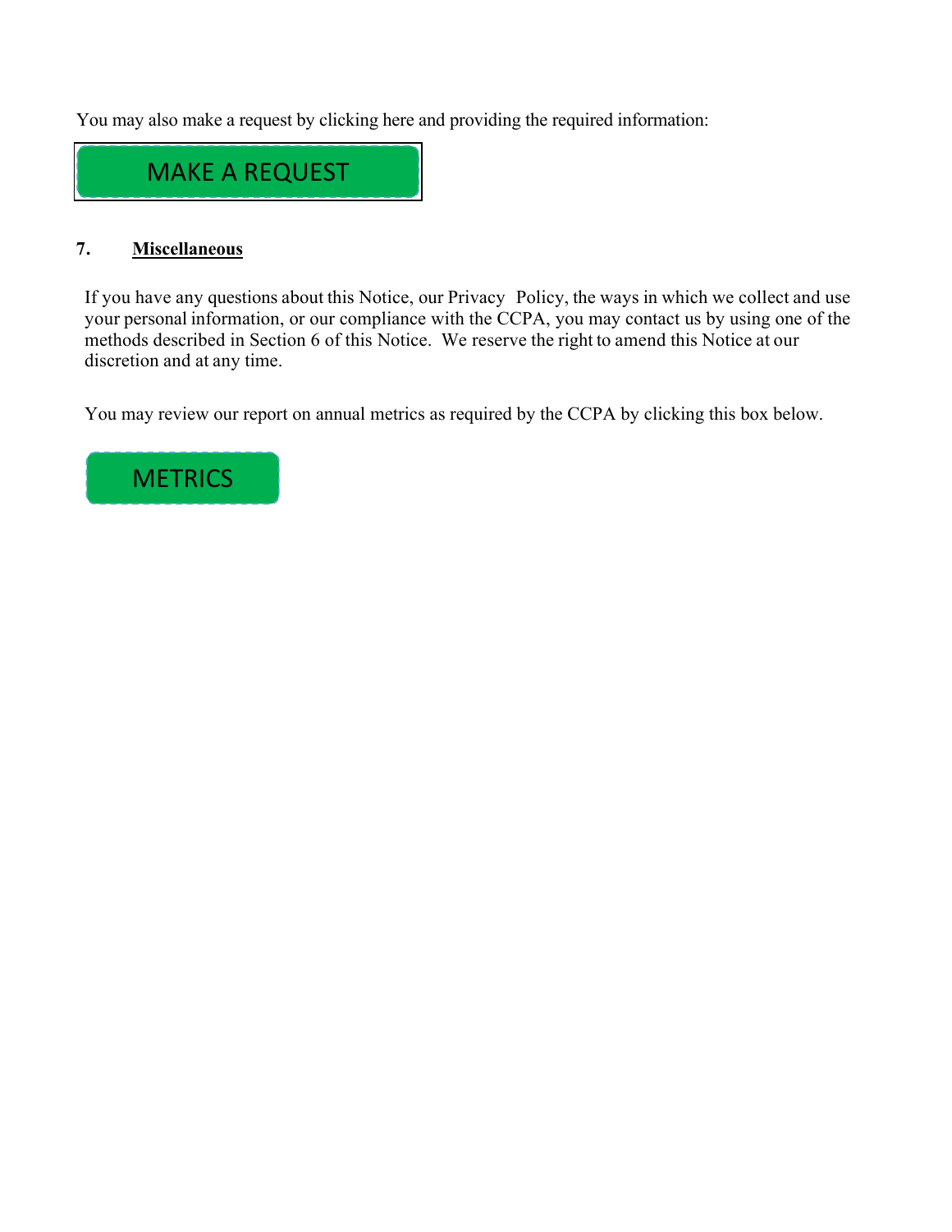You may also make a request by clicking here and providing the required information:

MAKE A REQUEST

## 7. <u>Miscellaneous</u>

If you have any questions about this Notice, our Privacy Policy, the ways in which we collect and use your personal information, or our compliance with the CCPA, you may contact us by using one of the methods described in Section 6 of this Notice. We reserve the right to amend this Notice at our discretion and at any time.

You may review our report on annual metrics as required by the CCPA by clicking this box below.

METRICS